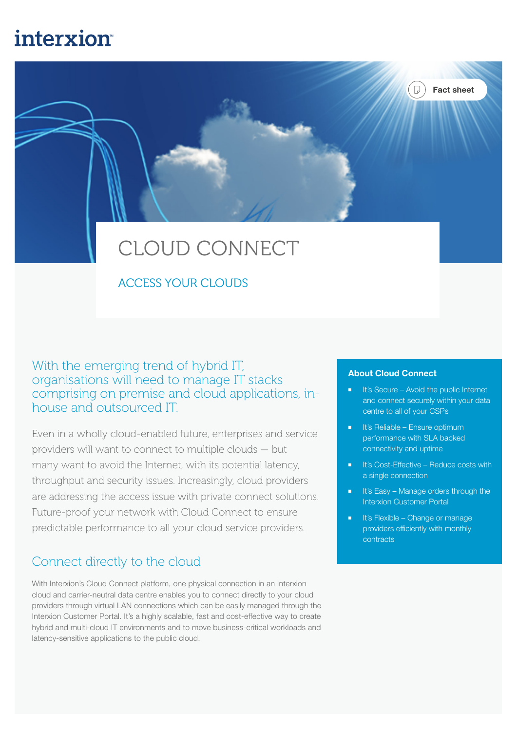interxion

Fact sheet

# CLOUD CONNECT

## ACCESS YOUR CLOUDS

With the emerging trend of hybrid IT, organisations will need to manage IT stacks comprising on premise and cloud applications, in-house and outsourced IT.

Even in a wholly cloud-enabled future, enterprises and service providers will want to connect to multiple clouds — but many want to avoid the Internet, with its potential latency, throughput and security issues. Increasingly, cloud providers are addressing the access issue with private connect solutions. Future-proof your network with Cloud Connect to ensure predictable performance to all your cloud service providers.

## Connect directly to the cloud

With Interxion's Cloud Connect platform, one physical connection in an Interxion cloud and carrier-neutral data centre enables you to connect directly to your cloud providers through virtual LAN connections which can be easily managed through the Interxion Customer Portal. It's a highly scalable, fast and cost-effective way to create hybrid and multi-cloud IT environments and to move business-critical workloads and latency-sensitive applications to the public cloud.

### About Cloud Connect

- It's Secure – Avoid the public Internet and connect securely within your data centre to all of your CSPs
- It's Reliable – Ensure optimum performance with SLA backed connectivity and uptime
- It's Cost-Effective – Reduce costs with a single connection
- It's Easy – Manage orders through the Interxion Customer Portal
- It's Flexible – Change or manage providers efficiently with monthly contracts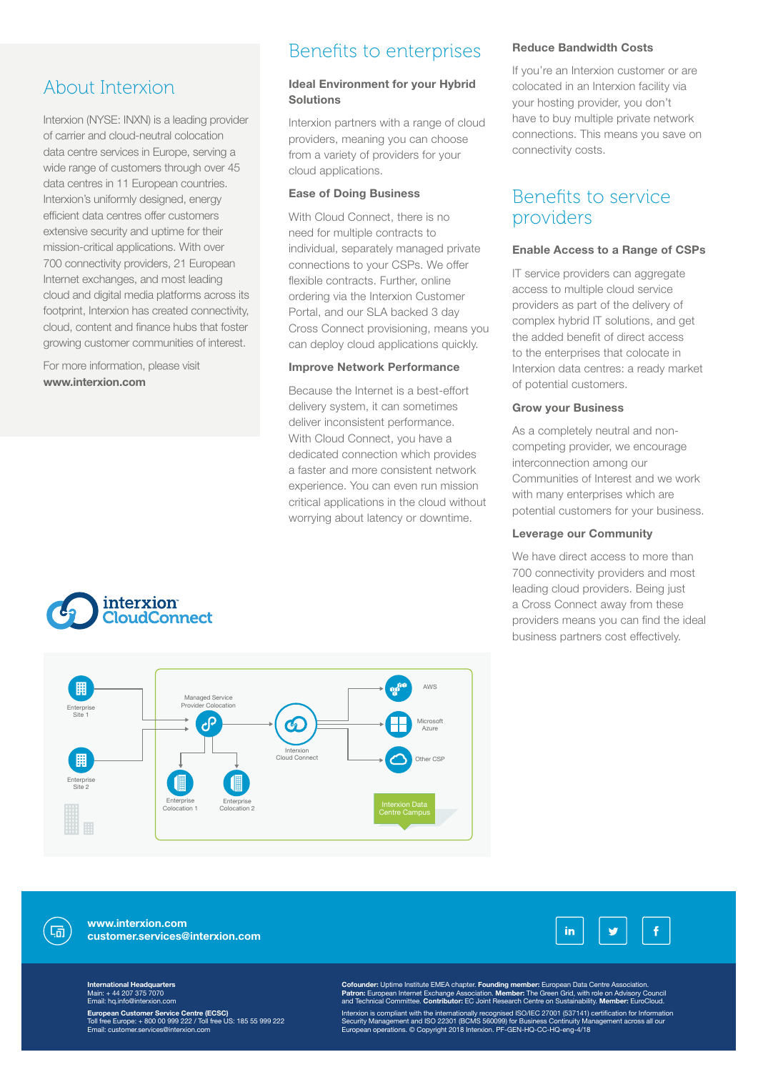## About Interxion

Interxion (NYSE: INXN) is a leading provider of carrier and cloud-neutral colocation data centre services in Europe, serving a wide range of customers through over 45 data centres in 11 European countries. Interxion's uniformly designed, energy efficient data centres offer customers extensive security and uptime for their mission-critical applications. With over 700 connectivity providers, 21 European Internet exchanges, and most leading cloud and digital media platforms across its footprint, Interxion has created connectivity, cloud, content and finance hubs that foster growing customer communities of interest.

For more information, please visit **www.interxion.com**

## Benefits to enterprises

### Ideal Environment for your Hybrid Solutions

Interxion partners with a range of cloud providers, meaning you can choose from a variety of providers for your cloud applications.

### Ease of Doing Business

With Cloud Connect, there is no need for multiple contracts to individual, separately managed private connections to your CSPs. We offer flexible contracts. Further, online ordering via the Interxion Customer Portal, and our SLA backed 3 day Cross Connect provisioning, means you can deploy cloud applications quickly.

### Improve Network Performance

Because the Internet is a best-effort delivery system, it can sometimes deliver inconsistent performance. With Cloud Connect, you have a dedicated connection which provides a faster and more consistent network experience. You can even run mission critical applications in the cloud without worrying about latency or downtime.

### Reduce Bandwidth Costs

If you're an Interxion customer or are colocated in an Interxion facility via your hosting provider, you don't have to buy multiple private network connections. This means you save on connectivity costs.

## Benefits to service providers

### Enable Access to a Range of CSPs

IT service providers can aggregate access to multiple cloud service providers as part of the delivery of complex hybrid IT solutions, and get the added benefit of direct access to the enterprises that colocate in Interxion data centres: a ready market of potential customers.

### Grow your Business

As a completely neutral and non-competing provider, we encourage interconnection among our Communities of Interest and we work with many enterprises which are potential customers for your business.

### Leverage our Community

We have direct access to more than 700 connectivity providers and most leading cloud providers. Being just a Cross Connect away from these providers means you can find the ideal business partners cost effectively.

interxion CloudConnect

Enterprise Site 1
Enterprise Site 2
Managed Service Provider Colocation
Enterprise Colocation 1
Enterprise Colocation 2
Interxion Cloud Connect
AWS
Microsoft Azure
Other CSP
Interxion Data Centre Campus

**www.interxion.com**
**customer.services@interxion.com**

**International Headquarters**
Main: + 44 207 375 7070
Email: hq.info@interxion.com

**European Customer Service Centre (ECSC)**
Toll free Europe: + 800 00 999 222 / Toll free US: 185 55 999 222
Email: customer.services@interxion.com

**Cofounder:** Uptime Institute EMEA chapter. **Founding member:** European Data Centre Association. **Patron:** European Internet Exchange Association. **Member:** The Green Grid, with role on Advisory Council and Technical Committee. **Contributor:** EC Joint Research Centre on Sustainability. **Member:** EuroCloud.

Interxion is compliant with the internationally recognised ISO/IEC 27001 (537141) certification for Information Security Management and ISO 22301 (BCMS 560099) for Business Continuity Management across all our European operations. © Copyright 2018 Interxion. PF-GEN-HQ-CC-HQ-eng-4/18